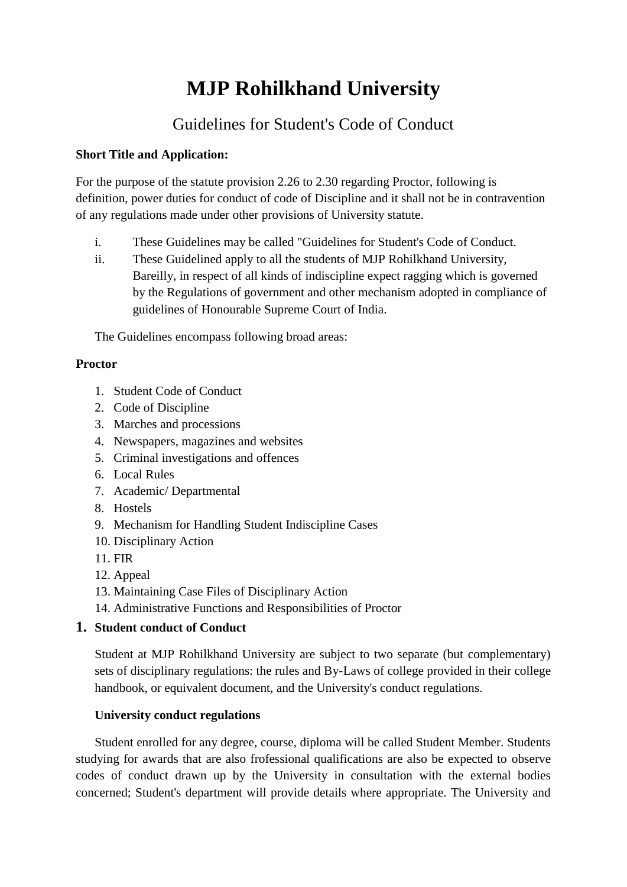# MJP Rohilkhand University

## Guidelines for Student's Code of Conduct

**Short Title and Application:**

For the purpose of the statute provision 2.26 to 2.30 regarding Proctor, following is definition, power duties for conduct of code of Discipline and it shall not be in contravention of any regulations made under other provisions of University statute.

i. These Guidelines may be called "Guidelines for Student's Code of Conduct.
ii. These Guidelined apply to all the students of MJP Rohilkhand University, Bareilly, in respect of all kinds of indiscipline expect ragging which is governed by the Regulations of government and other mechanism adopted in compliance of guidelines of Honourable Supreme Court of India.

The Guidelines encompass following broad areas:

**Proctor**

1. Student Code of Conduct
2. Code of Discipline
3. Marches and processions
4. Newspapers, magazines and websites
5. Criminal investigations and offences
6. Local Rules
7. Academic/ Departmental
8. Hostels
9. Mechanism for Handling Student Indiscipline Cases
10. Disciplinary Action
11. FIR
12. Appeal
13. Maintaining Case Files of Disciplinary Action
14. Administrative Functions and Responsibilities of Proctor

## 1. Student conduct of Conduct

Student at MJP Rohilkhand University are subject to two separate (but complementary) sets of disciplinary regulations: the rules and By-Laws of college provided in their college handbook, or equivalent document, and the University's conduct regulations.

**University conduct regulations**

Student enrolled for any degree, course, diploma will be called Student Member. Students studying for awards that are also professional qualifications are also be expected to observe codes of conduct drawn up by the University in consultation with the external bodies concerned; Student's department will provide details where appropriate. The University and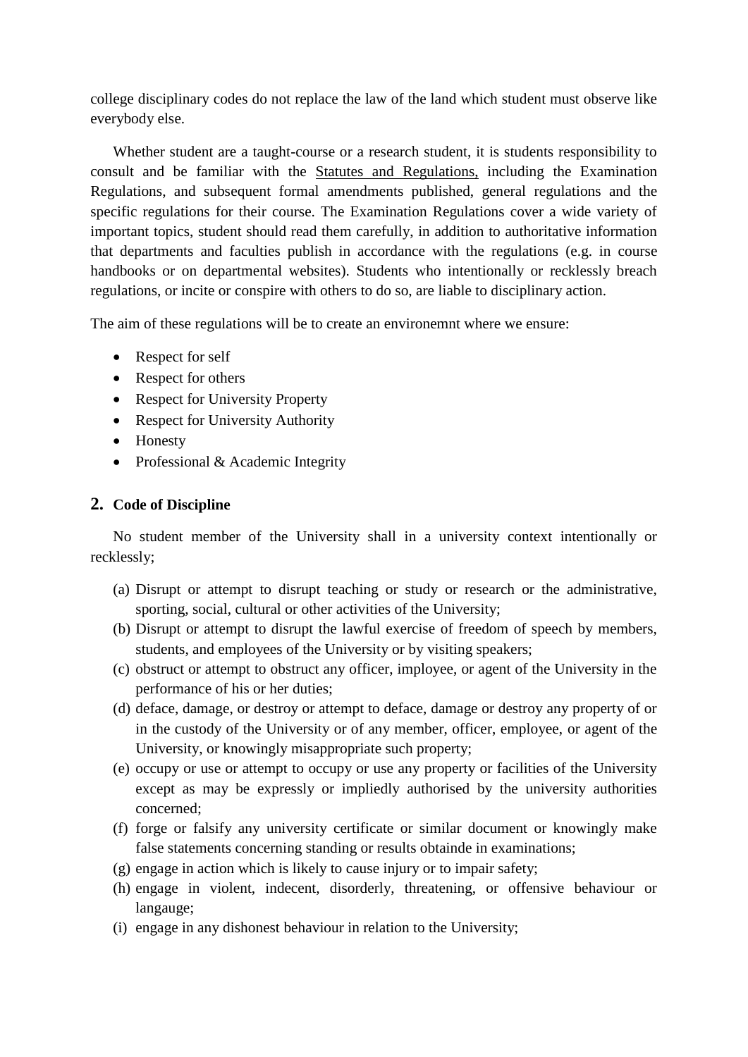college disciplinary codes do not replace the law of the land which student must observe like everybody else.

Whether student are a taught-course or a research student, it is students responsibility to consult and be familiar with the Statutes and Regulations, including the Examination Regulations, and subsequent formal amendments published, general regulations and the specific regulations for their course. The Examination Regulations cover a wide variety of important topics, student should read them carefully, in addition to authoritative information that departments and faculties publish in accordance with the regulations (e.g. in course handbooks or on departmental websites). Students who intentionally or recklessly breach regulations, or incite or conspire with others to do so, are liable to disciplinary action.

The aim of these regulations will be to create an environemnt where we ensure:

- Respect for self
- Respect for others
- Respect for University Property
- Respect for University Authority
- Honesty
- Professional & Academic Integrity

## 2. Code of Discipline

No student member of the University shall in a university context intentionally or recklessly;

(a) Disrupt or attempt to disrupt teaching or study or research or the administrative, sporting, social, cultural or other activities of the University;

(b) Disrupt or attempt to disrupt the lawful exercise of freedom of speech by members, students, and employees of the University or by visiting speakers;

(c) obstruct or attempt to obstruct any officer, imployee, or agent of the University in the performance of his or her duties;

(d) deface, damage, or destroy or attempt to deface, damage or destroy any property of or in the custody of the University or of any member, officer, employee, or agent of the University, or knowingly misappropriate such property;

(e) occupy or use or attempt to occupy or use any property or facilities of the University except as may be expressly or impliedly authorised by the university authorities concerned;

(f) forge or falsify any university certificate or similar document or knowingly make false statements concerning standing or results obtainde in examinations;

(g) engage in action which is likely to cause injury or to impair safety;

(h) engage in violent, indecent, disorderly, threatening, or offensive behaviour or langauge;

(i) engage in any dishonest behaviour in relation to the University;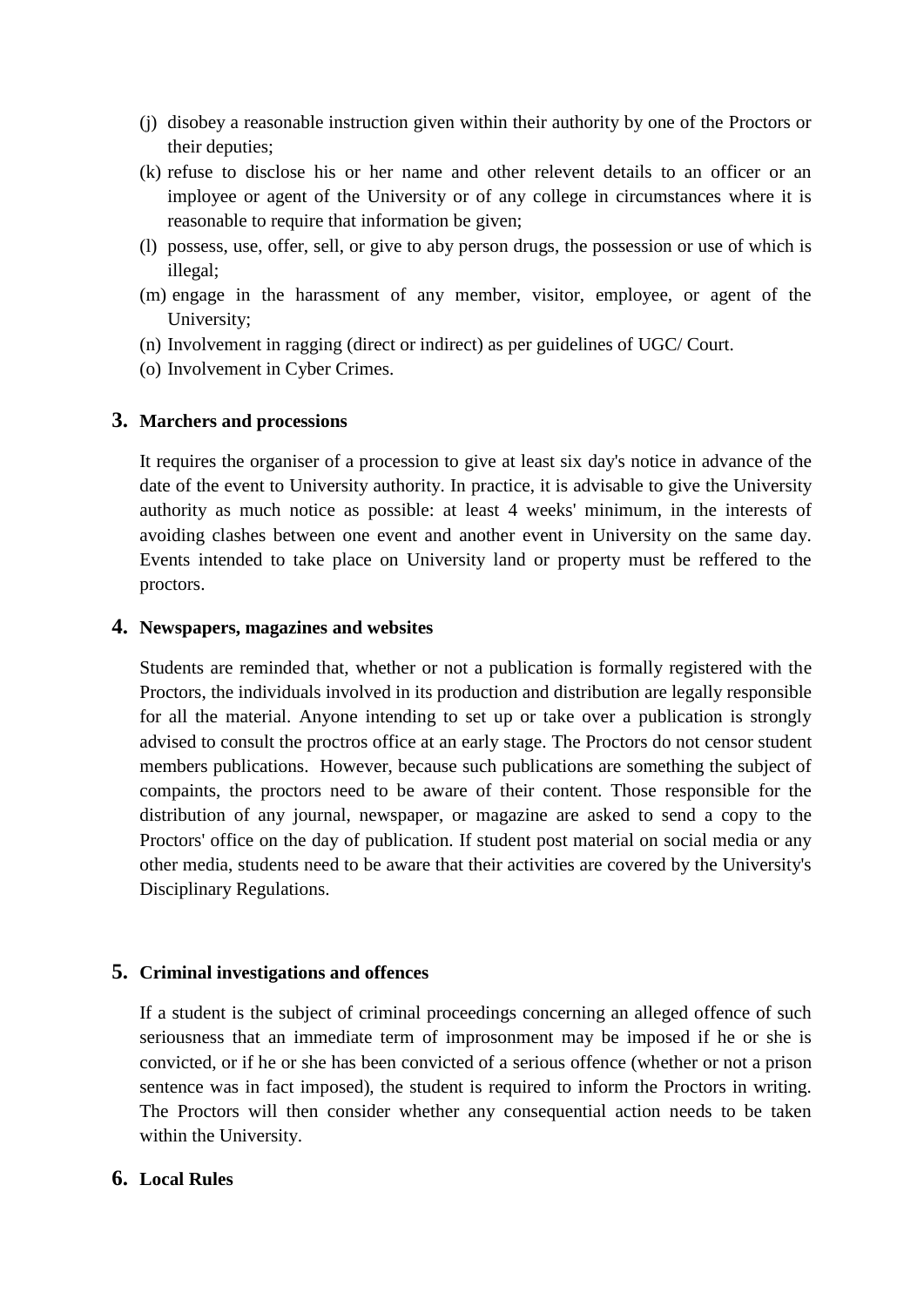(j) disobey a reasonable instruction given within their authority by one of the Proctors or their deputies;
(k) refuse to disclose his or her name and other relevent details to an officer or an imployee or agent of the University or of any college in circumstances where it is reasonable to require that information be given;
(l) possess, use, offer, sell, or give to aby person drugs, the possession or use of which is illegal;
(m) engage in the harassment of any member, visitor, employee, or agent of the University;
(n) Involvement in ragging (direct or indirect) as per guidelines of UGC/ Court.
(o) Involvement in Cyber Crimes.

## 3. Marchers and processions

It requires the organiser of a procession to give at least six day's notice in advance of the date of the event to University authority. In practice, it is advisable to give the University authority as much notice as possible: at least 4 weeks' minimum, in the interests of avoiding clashes between one event and another event in University on the same day. Events intended to take place on University land or property must be reffered to the proctors.

## 4. Newspapers, magazines and websites

Students are reminded that, whether or not a publication is formally registered with the Proctors, the individuals involved in its production and distribution are legally responsible for all the material. Anyone intending to set up or take over a publication is strongly advised to consult the proctros office at an early stage. The Proctors do not censor student members publications. However, because such publications are something the subject of compaints, the proctors need to be aware of their content. Those responsible for the distribution of any journal, newspaper, or magazine are asked to send a copy to the Proctors' office on the day of publication. If student post material on social media or any other media, students need to be aware that their activities are covered by the University's Disciplinary Regulations.

## 5. Criminal investigations and offences

If a student is the subject of criminal proceedings concerning an alleged offence of such seriousness that an immediate term of improsonment may be imposed if he or she is convicted, or if he or she has been convicted of a serious offence (whether or not a prison sentence was in fact imposed), the student is required to inform the Proctors in writing. The Proctors will then consider whether any consequential action needs to be taken within the University.

## 6. Local Rules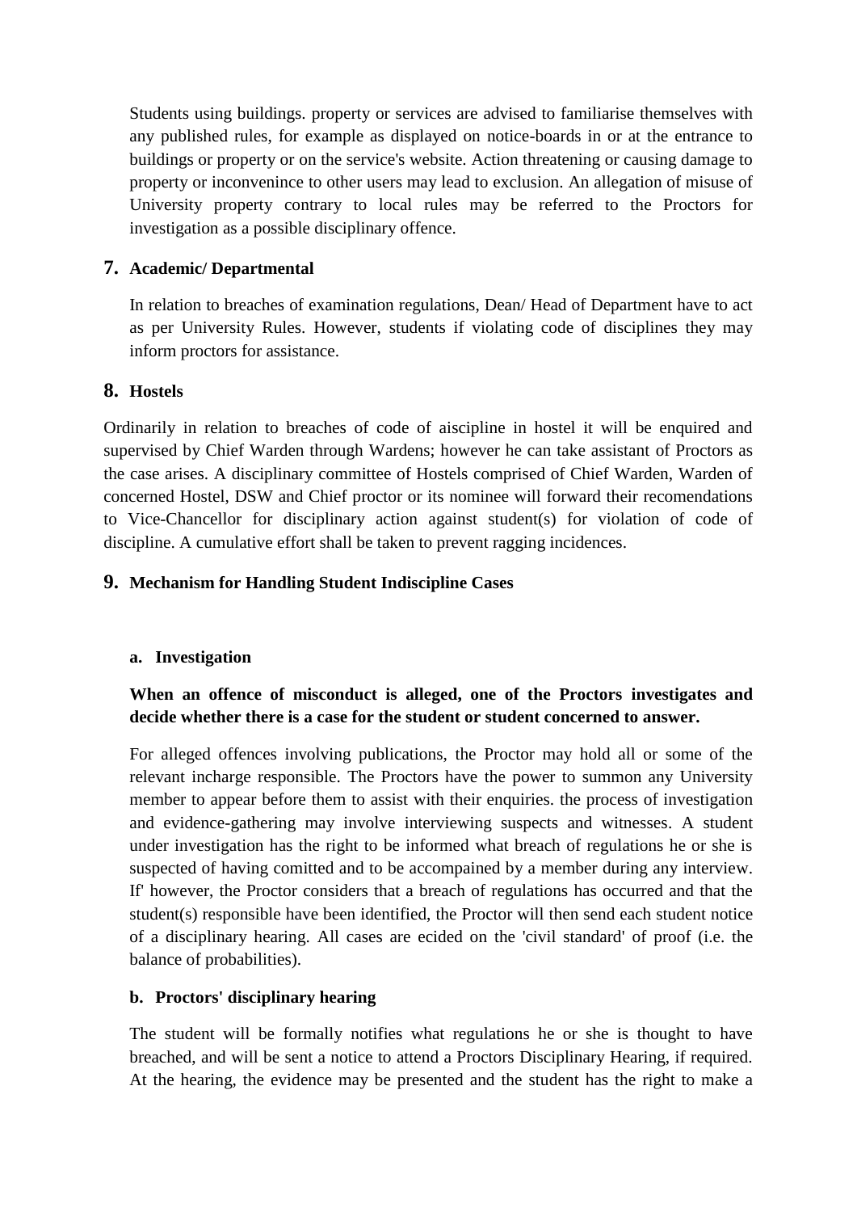Students using buildings. property or services are advised to familiarise themselves with any published rules, for example as displayed on notice-boards in or at the entrance to buildings or property or on the service's website. Action threatening or causing damage to property or inconvenince to other users may lead to exclusion. An allegation of misuse of University property contrary to local rules may be referred to the Proctors for investigation as a possible disciplinary offence.

## 7. Academic/ Departmental

In relation to breaches of examination regulations, Dean/ Head of Department have to act as per University Rules. However, students if violating code of disciplines they may inform proctors for assistance.

## 8. Hostels

Ordinarily in relation to breaches of code of aiscipline in hostel it will be enquired and supervised by Chief Warden through Wardens; however he can take assistant of Proctors as the case arises. A disciplinary committee of Hostels comprised of Chief Warden, Warden of concerned Hostel, DSW and Chief proctor or its nominee will forward their recomendations to Vice-Chancellor for disciplinary action against student(s) for violation of code of discipline. A cumulative effort shall be taken to prevent ragging incidences.

## 9. Mechanism for Handling Student Indiscipline Cases

### a. Investigation

**When an offence of misconduct is alleged, one of the Proctors investigates and decide whether there is a case for the student or student concerned to answer.**

For alleged offences involving publications, the Proctor may hold all or some of the relevant incharge responsible. The Proctors have the power to summon any University member to appear before them to assist with their enquiries. the process of investigation and evidence-gathering may involve interviewing suspects and witnesses. A student under investigation has the right to be informed what breach of regulations he or she is suspected of having comitted and to be accompained by a member during any interview. If' however, the Proctor considers that a breach of regulations has occurred and that the student(s) responsible have been identified, the Proctor will then send each student notice of a disciplinary hearing. All cases are ecided on the 'civil standard' of proof (i.e. the balance of probabilities).

### b. Proctors' disciplinary hearing

The student will be formally notifies what regulations he or she is thought to have breached, and will be sent a notice to attend a Proctors Disciplinary Hearing, if required. At the hearing, the evidence may be presented and the student has the right to make a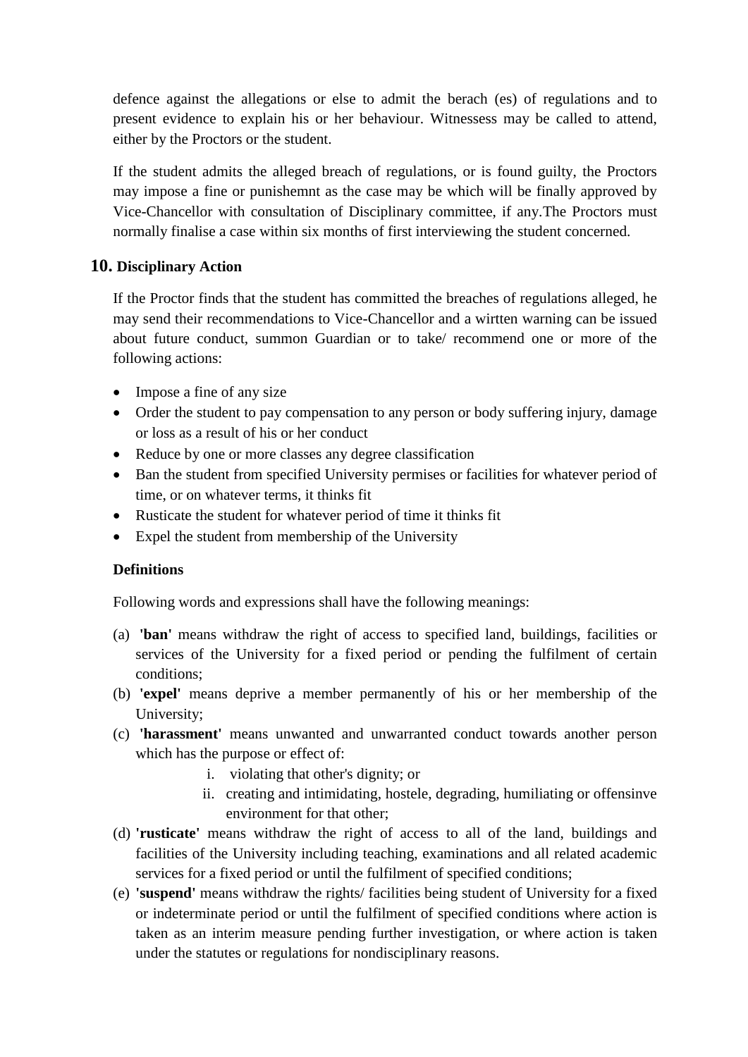defence against the allegations or else to admit the berach (es) of regulations and to present evidence to explain his or her behaviour. Witnessess may be called to attend, either by the Proctors or the student.

If the student admits the alleged breach of regulations, or is found guilty, the Proctors may impose a fine or punishemnt as the case may be which will be finally approved by Vice-Chancellor with consultation of Disciplinary committee, if any.The Proctors must normally finalise a case within six months of first interviewing the student concerned.

## 10. Disciplinary Action

If the Proctor finds that the student has committed the breaches of regulations alleged, he may send their recommendations to Vice-Chancellor and a wirtten warning can be issued about future conduct, summon Guardian or to take/ recommend one or more of the following actions:

- Impose a fine of any size
- Order the student to pay compensation to any person or body suffering injury, damage or loss as a result of his or her conduct
- Reduce by one or more classes any degree classification
- Ban the student from specified University permises or facilities for whatever period of time, or on whatever terms, it thinks fit
- Rusticate the student for whatever period of time it thinks fit
- Expel the student from membership of the University

### Definitions

Following words and expressions shall have the following meanings:

(a) **'ban'** means withdraw the right of access to specified land, buildings, facilities or services of the University for a fixed period or pending the fulfilment of certain conditions;

(b) **'expel'** means deprive a member permanently of his or her membership of the University;

(c) **'harassment'** means unwanted and unwarranted conduct towards another person which has the purpose or effect of:

  i. violating that other's dignity; or
  ii. creating and intimidating, hostele, degrading, humiliating or offensinve environment for that other;

(d) **'rusticate'** means withdraw the right of access to all of the land, buildings and facilities of the University including teaching, examinations and all related academic services for a fixed period or until the fulfilment of specified conditions;

(e) **'suspend'** means withdraw the rights/ facilities being student of University for a fixed or indeterminate period or until the fulfilment of specified conditions where action is taken as an interim measure pending further investigation, or where action is taken under the statutes or regulations for nondisciplinary reasons.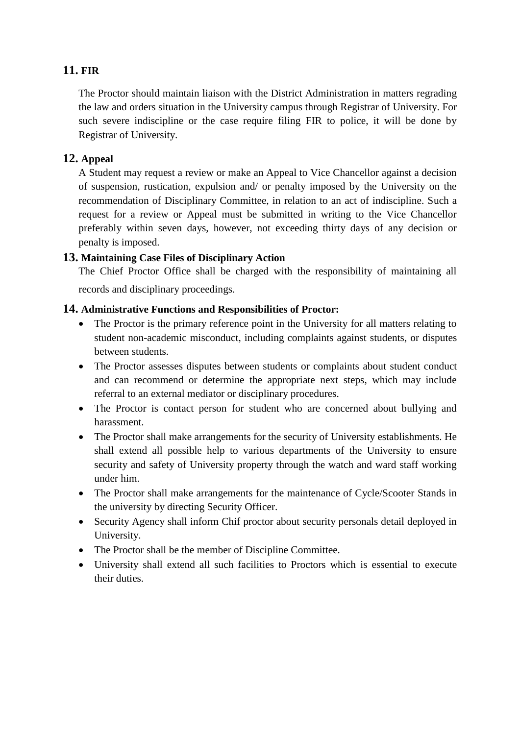## 11. FIR

The Proctor should maintain liaison with the District Administration in matters regrading the law and orders situation in the University campus through Registrar of University. For such severe indiscipline or the case require filing FIR to police, it will be done by Registrar of University.

## 12. Appeal

A Student may request a review or make an Appeal to Vice Chancellor against a decision of suspension, rustication, expulsion and/ or penalty imposed by the University on the recommendation of Disciplinary Committee, in relation to an act of indiscipline. Such a request for a review or Appeal must be submitted in writing to the Vice Chancellor preferably within seven days, however, not exceeding thirty days of any decision or penalty is imposed.

## 13. Maintaining Case Files of Disciplinary Action

The Chief Proctor Office shall be charged with the responsibility of maintaining all records and disciplinary proceedings.

## 14. Administrative Functions and Responsibilities of Proctor:

- The Proctor is the primary reference point in the University for all matters relating to student non-academic misconduct, including complaints against students, or disputes between students.
- The Proctor assesses disputes between students or complaints about student conduct and can recommend or determine the appropriate next steps, which may include referral to an external mediator or disciplinary procedures.
- The Proctor is contact person for student who are concerned about bullying and harassment.
- The Proctor shall make arrangements for the security of University establishments. He shall extend all possible help to various departments of the University to ensure security and safety of University property through the watch and ward staff working under him.
- The Proctor shall make arrangements for the maintenance of Cycle/Scooter Stands in the university by directing Security Officer.
- Security Agency shall inform Chif proctor about security personals detail deployed in University.
- The Proctor shall be the member of Discipline Committee.
- University shall extend all such facilities to Proctors which is essential to execute their duties.